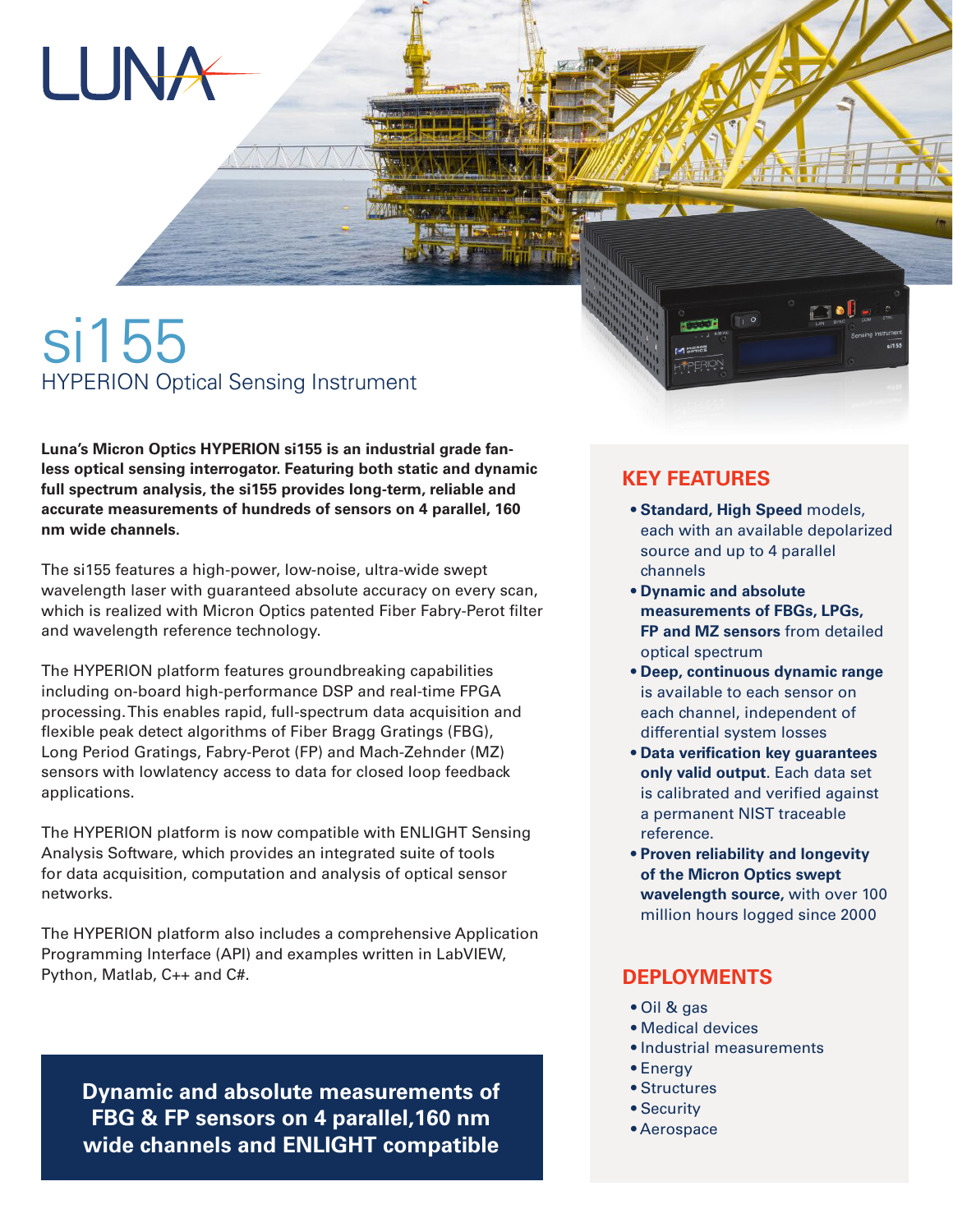LUNA

# si155

## HYPERION Optical Sensing Instrument

**Luna's Micron Optics HYPERION si155 is an industrial grade fan-less optical sensing interrogator. Featuring both static and dynamic full spectrum analysis, the si155 provides long-term, reliable and accurate measurements of hundreds of sensors on 4 parallel, 160 nm wide channels.**

The si155 features a high-power, low-noise, ultra-wide swept wavelength laser with guaranteed absolute accuracy on every scan, which is realized with Micron Optics patented Fiber Fabry-Perot filter and wavelength reference technology.

The HYPERION platform features groundbreaking capabilities including on-board high-performance DSP and real-time FPGA processing. This enables rapid, full-spectrum data acquisition and flexible peak detect algorithms of Fiber Bragg Gratings (FBG), Long Period Gratings, Fabry-Perot (FP) and Mach-Zehnder (MZ) sensors with lowlatency access to data for closed loop feedback applications.

The HYPERION platform is now compatible with ENLIGHT Sensing Analysis Software, which provides an integrated suite of tools for data acquisition, computation and analysis of optical sensor networks.

The HYPERION platform also includes a comprehensive Application Programming Interface (API) and examples written in LabVIEW, Python, Matlab, C++ and C#.

**Dynamic and absolute measurements of FBG & FP sensors on 4 parallel, 160 nm wide channels and ENLIGHT compatible**

## KEY FEATURES

- **Standard, High Speed** models, each with an available depolarized source and up to 4 parallel channels
- **Dynamic and absolute measurements of FBGs, LPGs, FP and MZ sensors** from detailed optical spectrum
- **Deep, continuous dynamic range** is available to each sensor on each channel, independent of differential system losses
- **Data verification key guarantees only valid output**. Each data set is calibrated and verified against a permanent NIST traceable reference.
- **Proven reliability and longevity of the Micron Optics swept wavelength source,** with over 100 million hours logged since 2000

## DEPLOYMENTS

- Oil & gas
- Medical devices
- Industrial measurements
- Energy
- Structures
- Security
- Aerospace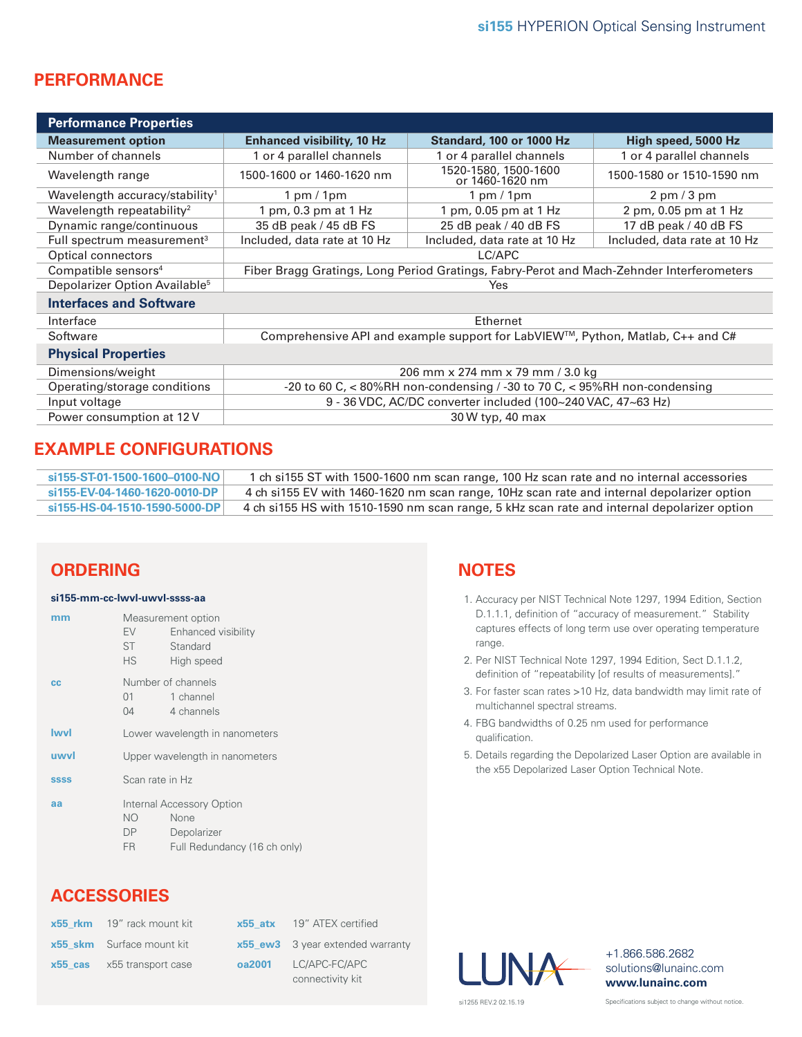## PERFORMANCE

| Performance Properties | | | |
|---|---|---|---|
| **Measurement option** | **Enhanced visibility, 10 Hz** | **Standard, 100 or 1000 Hz** | **High speed, 5000 Hz** |
| Number of channels | 1 or 4 parallel channels | 1 or 4 parallel channels | 1 or 4 parallel channels |
| Wavelength range | 1500-1600 or 1460-1620 nm | 1520-1580, 1500-1600 or 1460-1620 nm | 1500-1580 or 1510-1590 nm |
| Wavelength accuracy/stability[1] | 1 pm / 1pm | 1 pm / 1pm | 2 pm / 3 pm |
| Wavelength repeatability[2] | 1 pm, 0.3 pm at 1 Hz | 1 pm, 0.05 pm at 1 Hz | 2 pm, 0.05 pm at 1 Hz |
| Dynamic range/continuous | 35 dB peak / 45 dB FS | 25 dB peak / 40 dB FS | 17 dB peak / 40 dB FS |
| Full spectrum measurement[3] | Included, data rate at 10 Hz | Included, data rate at 10 Hz | Included, data rate at 10 Hz |
| Optical connectors | LC/APC | | |
| Compatible sensors[4] | Fiber Bragg Gratings, Long Period Gratings, Fabry-Perot and Mach-Zehnder Interferometers | | |
| Depolarizer Option Available[5] | Yes | | |
| **Interfaces and Software** | | | |
| Interface | Ethernet | | |
| Software | Comprehensive API and example support for LabVIEW™, Python, Matlab, C++ and C# | | |
| **Physical Properties** | | | |
| Dimensions/weight | 206 mm x 274 mm x 79 mm / 3.0 kg | | |
| Operating/storage conditions | -20 to 60 C, < 80%RH non-condensing / -30 to 70 C, < 95%RH non-condensing | | |
| Input voltage | 9 - 36 VDC, AC/DC converter included (100~240 VAC, 47~63 Hz) | | |
| Power consumption at 12 V | 30 W typ, 40 max | | |

## EXAMPLE CONFIGURATIONS

| | |
|---|---|
| si155-ST-01-1500-1600–0100-NO | 1 ch si155 ST with 1500-1600 nm scan range, 100 Hz scan rate and no internal accessories |
| si155-EV-04-1460-1620-0010-DP | 4 ch si155 EV with 1460-1620 nm scan range, 10Hz scan rate and internal depolarizer option |
| si155-HS-04-1510-1590-5000-DP | 4 ch si155 HS with 1510-1590 nm scan range, 5 kHz scan rate and internal depolarizer option |

## ORDERING

**si155-mm-cc-lwvl-uwvl-ssss-aa**

**mm** Measurement option
- EV Enhanced visibility
- ST Standard
- HS High speed

**cc** Number of channels
- 01 1 channel
- 04 4 channels

**lwvl** Lower wavelength in nanometers

**uwvl** Upper wavelength in nanometers

**ssss** Scan rate in Hz

**aa** Internal Accessory Option
- NO None
- DP Depolarizer
- FR Full Redundancy (16 ch only)

## ACCESSORIES

| | | | |
|---|---|---|---|
| x55_rkm | 19" rack mount kit | x55_atx | 19" ATEX certified |
| x55_skm | Surface mount kit | x55_ew3 | 3 year extended warranty |
| x55_cas | x55 transport case | oa2001 | LC/APC-FC/APC connectivity kit |

## NOTES

1. Accuracy per NIST Technical Note 1297, 1994 Edition, Section D.1.1.1, definition of "accuracy of measurement." Stability captures effects of long term use over operating temperature range.
2. Per NIST Technical Note 1297, 1994 Edition, Sect D.1.1.2, definition of "repeatability [of results of measurements]."
3. For faster scan rates >10 Hz, data bandwidth may limit rate of multichannel spectral streams.
4. FBG bandwidths of 0.25 nm used for performance qualification.
5. Details regarding the Depolarized Laser Option are available in the x55 Depolarized Laser Option Technical Note.

LUNA

+1.866.586.2682
solutions@lunainc.com
**www.lunainc.com**

si1255 REV.2 02.15.19

Specifications subject to change without notice.